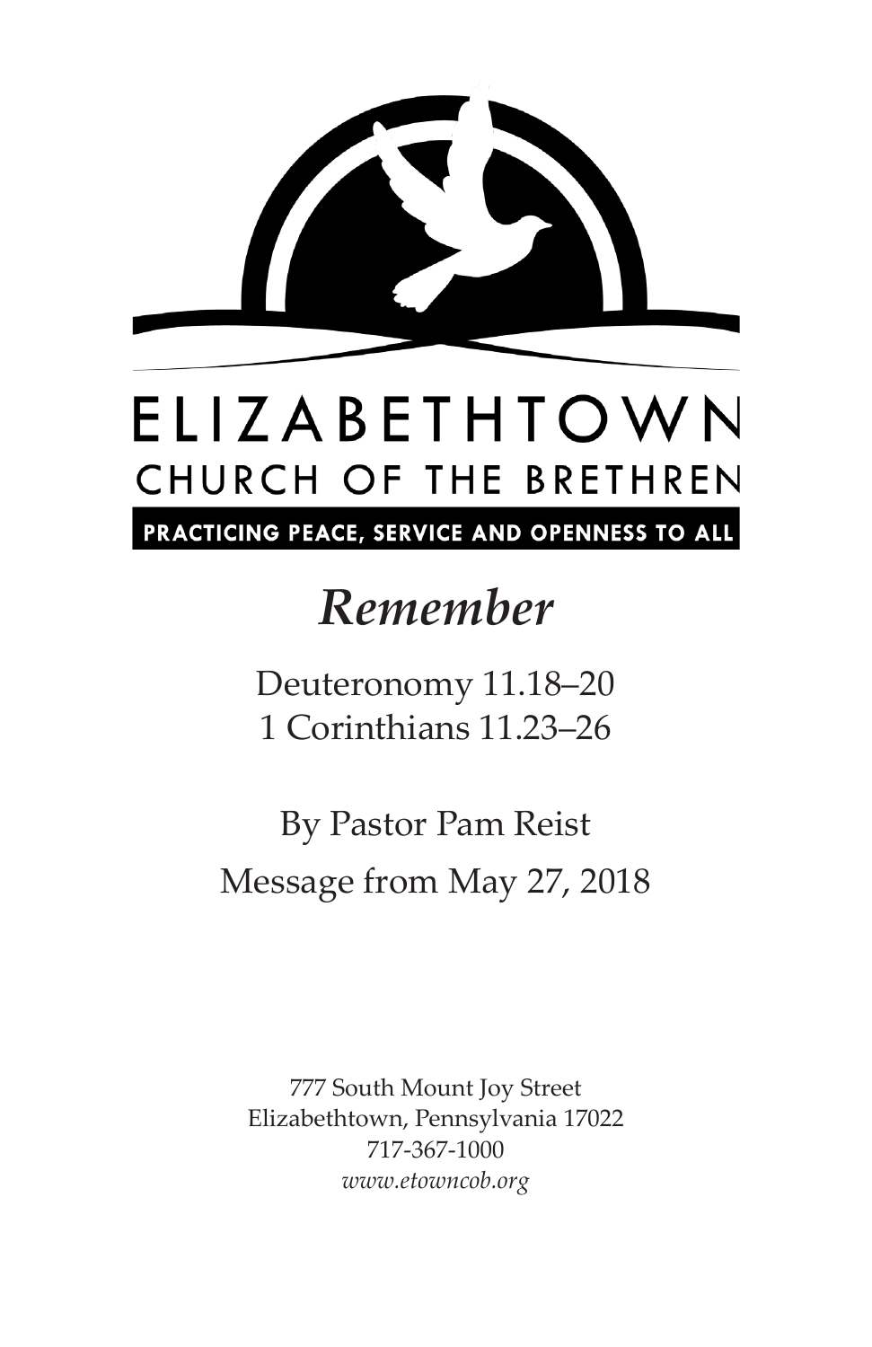ELIZABETHTOWN
CHURCH OF THE BRETHREN

PRACTICING PEACE, SERVICE AND OPENNESS TO ALL

# *Remember*

Deuteronomy 11.18–20
1 Corinthians 11.23–26

By Pastor Pam Reist
Message from May 27, 2018

777 South Mount Joy Street
Elizabethtown, Pennsylvania 17022
717-367-1000
*www.etowncob.org*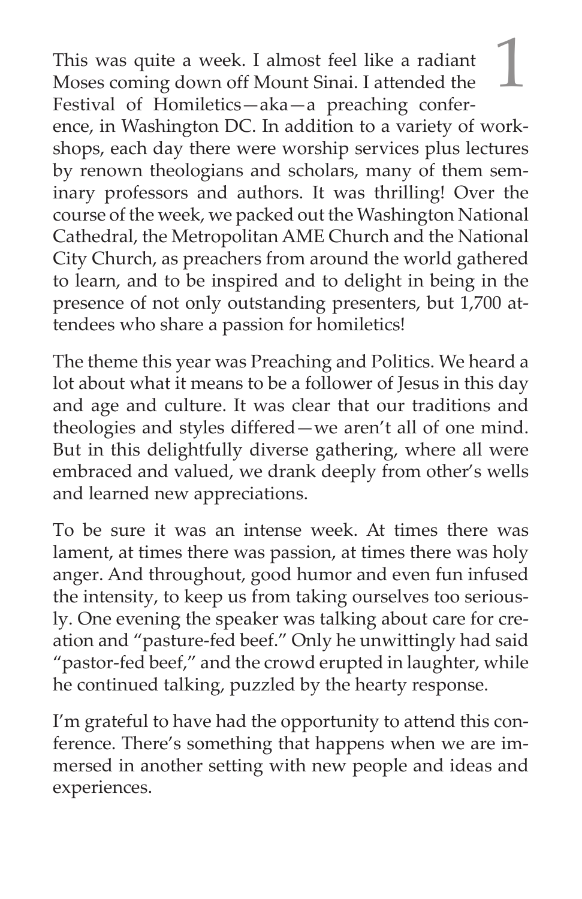# 1

This was quite a week. I almost feel like a radiant Moses coming down off Mount Sinai. I attended the Festival of Homiletics—aka—a preaching conference, in Washington DC. In addition to a variety of workshops, each day there were worship services plus lectures by renown theologians and scholars, many of them seminary professors and authors. It was thrilling! Over the course of the week, we packed out the Washington National Cathedral, the Metropolitan AME Church and the National City Church, as preachers from around the world gathered to learn, and to be inspired and to delight in being in the presence of not only outstanding presenters, but 1,700 attendees who share a passion for homiletics!

The theme this year was Preaching and Politics. We heard a lot about what it means to be a follower of Jesus in this day and age and culture. It was clear that our traditions and theologies and styles differed—we aren't all of one mind. But in this delightfully diverse gathering, where all were embraced and valued, we drank deeply from other's wells and learned new appreciations.

To be sure it was an intense week. At times there was lament, at times there was passion, at times there was holy anger. And throughout, good humor and even fun infused the intensity, to keep us from taking ourselves too seriously. One evening the speaker was talking about care for creation and "pasture-fed beef." Only he unwittingly had said "pastor-fed beef," and the crowd erupted in laughter, while he continued talking, puzzled by the hearty response.

I'm grateful to have had the opportunity to attend this conference. There's something that happens when we are immersed in another setting with new people and ideas and experiences.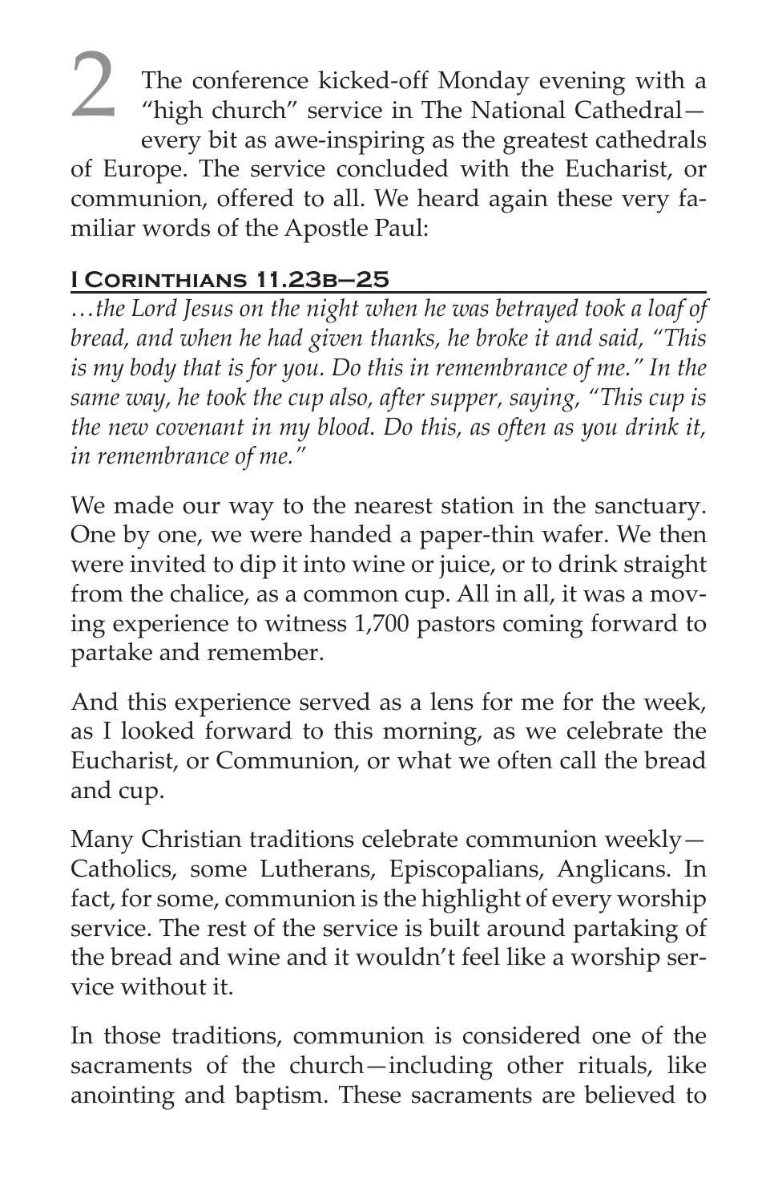2 The conference kicked-off Monday evening with a "high church" service in The National Cathedral—every bit as awe-inspiring as the greatest cathedrals of Europe. The service concluded with the Eucharist, or communion, offered to all. We heard again these very familiar words of the Apostle Paul:

### I Corinthians 11.23b–25

*…the Lord Jesus on the night when he was betrayed took a loaf of bread, and when he had given thanks, he broke it and said, "This is my body that is for you. Do this in remembrance of me." In the same way, he took the cup also, after supper, saying, "This cup is the new covenant in my blood. Do this, as often as you drink it, in remembrance of me."*

We made our way to the nearest station in the sanctuary. One by one, we were handed a paper-thin wafer. We then were invited to dip it into wine or juice, or to drink straight from the chalice, as a common cup. All in all, it was a moving experience to witness 1,700 pastors coming forward to partake and remember.

And this experience served as a lens for me for the week, as I looked forward to this morning, as we celebrate the Eucharist, or Communion, or what we often call the bread and cup.

Many Christian traditions celebrate communion weekly—Catholics, some Lutherans, Episcopalians, Anglicans. In fact, for some, communion is the highlight of every worship service. The rest of the service is built around partaking of the bread and wine and it wouldn't feel like a worship service without it.

In those traditions, communion is considered one of the sacraments of the church—including other rituals, like anointing and baptism. These sacraments are believed to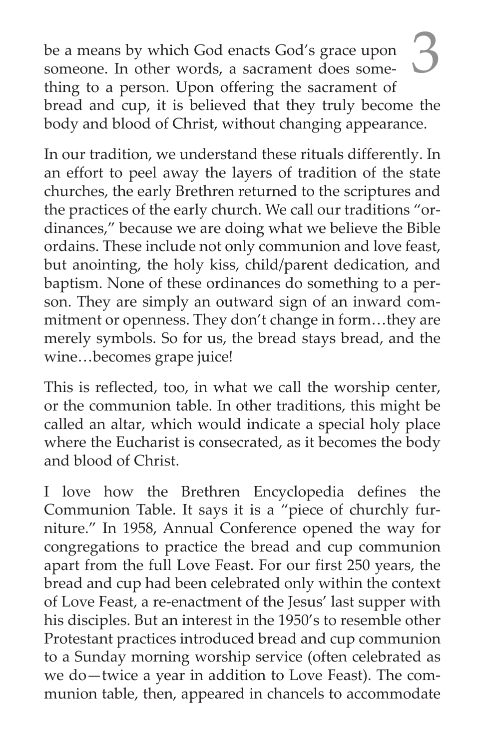be a means by which God enacts God's grace upon someone. In other words, a sacrament does something to a person. Upon offering the sacrament of bread and cup, it is believed that they truly become the body and blood of Christ, without changing appearance.

In our tradition, we understand these rituals differently. In an effort to peel away the layers of tradition of the state churches, the early Brethren returned to the scriptures and the practices of the early church. We call our traditions "ordinances," because we are doing what we believe the Bible ordains. These include not only communion and love feast, but anointing, the holy kiss, child/parent dedication, and baptism. None of these ordinances do something to a person. They are simply an outward sign of an inward commitment or openness. They don't change in form…they are merely symbols. So for us, the bread stays bread, and the wine…becomes grape juice!

This is reflected, too, in what we call the worship center, or the communion table. In other traditions, this might be called an altar, which would indicate a special holy place where the Eucharist is consecrated, as it becomes the body and blood of Christ.

I love how the Brethren Encyclopedia defines the Communion Table. It says it is a "piece of churchly furniture." In 1958, Annual Conference opened the way for congregations to practice the bread and cup communion apart from the full Love Feast. For our first 250 years, the bread and cup had been celebrated only within the context of Love Feast, a re-enactment of the Jesus' last supper with his disciples. But an interest in the 1950's to resemble other Protestant practices introduced bread and cup communion to a Sunday morning worship service (often celebrated as we do—twice a year in addition to Love Feast). The communion table, then, appeared in chancels to accommodate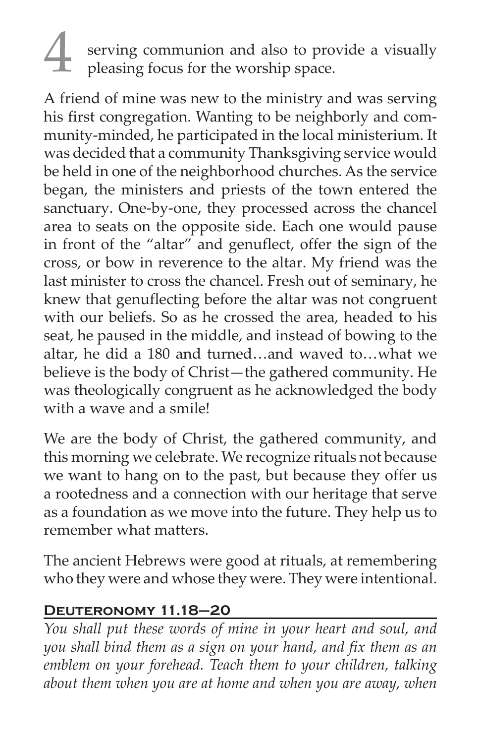serving communion and also to provide a visually pleasing focus for the worship space.

A friend of mine was new to the ministry and was serving his first congregation. Wanting to be neighborly and community-minded, he participated in the local ministerium. It was decided that a community Thanksgiving service would be held in one of the neighborhood churches. As the service began, the ministers and priests of the town entered the sanctuary. One-by-one, they processed across the chancel area to seats on the opposite side. Each one would pause in front of the "altar" and genuflect, offer the sign of the cross, or bow in reverence to the altar. My friend was the last minister to cross the chancel. Fresh out of seminary, he knew that genuflecting before the altar was not congruent with our beliefs. So as he crossed the area, headed to his seat, he paused in the middle, and instead of bowing to the altar, he did a 180 and turned…and waved to…what we believe is the body of Christ—the gathered community. He was theologically congruent as he acknowledged the body with a wave and a smile!

We are the body of Christ, the gathered community, and this morning we celebrate. We recognize rituals not because we want to hang on to the past, but because they offer us a rootedness and a connection with our heritage that serve as a foundation as we move into the future. They help us to remember what matters.

The ancient Hebrews were good at rituals, at remembering who they were and whose they were. They were intentional.

### Deuteronomy 11.18–20

*You shall put these words of mine in your heart and soul, and you shall bind them as a sign on your hand, and fix them as an emblem on your forehead. Teach them to your children, talking about them when you are at home and when you are away, when*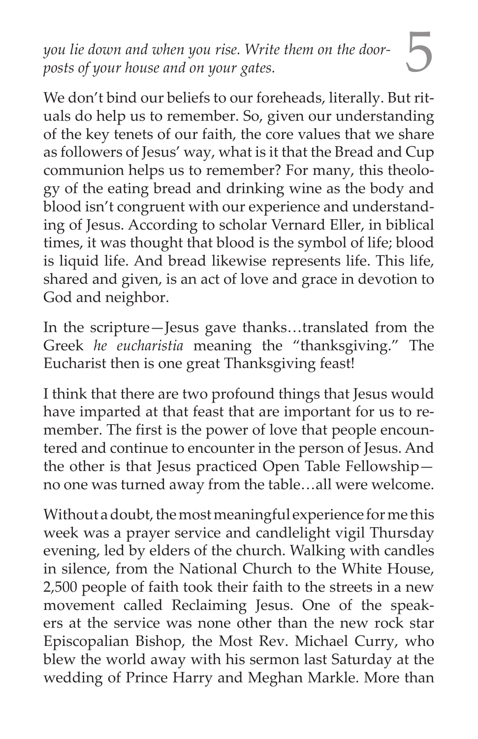*you lie down and when you rise. Write them on the doorposts of your house and on your gates.*

We don't bind our beliefs to our foreheads, literally. But rituals do help us to remember. So, given our understanding of the key tenets of our faith, the core values that we share as followers of Jesus' way, what is it that the Bread and Cup communion helps us to remember? For many, this theology of the eating bread and drinking wine as the body and blood isn't congruent with our experience and understanding of Jesus. According to scholar Vernard Eller, in biblical times, it was thought that blood is the symbol of life; blood is liquid life. And bread likewise represents life. This life, shared and given, is an act of love and grace in devotion to God and neighbor.

In the scripture—Jesus gave thanks…translated from the Greek *he eucharistia* meaning the "thanksgiving." The Eucharist then is one great Thanksgiving feast!

I think that there are two profound things that Jesus would have imparted at that feast that are important for us to remember. The first is the power of love that people encountered and continue to encounter in the person of Jesus. And the other is that Jesus practiced Open Table Fellowship—no one was turned away from the table…all were welcome.

Without a doubt, the most meaningful experience for me this week was a prayer service and candlelight vigil Thursday evening, led by elders of the church. Walking with candles in silence, from the National Church to the White House, 2,500 people of faith took their faith to the streets in a new movement called Reclaiming Jesus. One of the speakers at the service was none other than the new rock star Episcopalian Bishop, the Most Rev. Michael Curry, who blew the world away with his sermon last Saturday at the wedding of Prince Harry and Meghan Markle. More than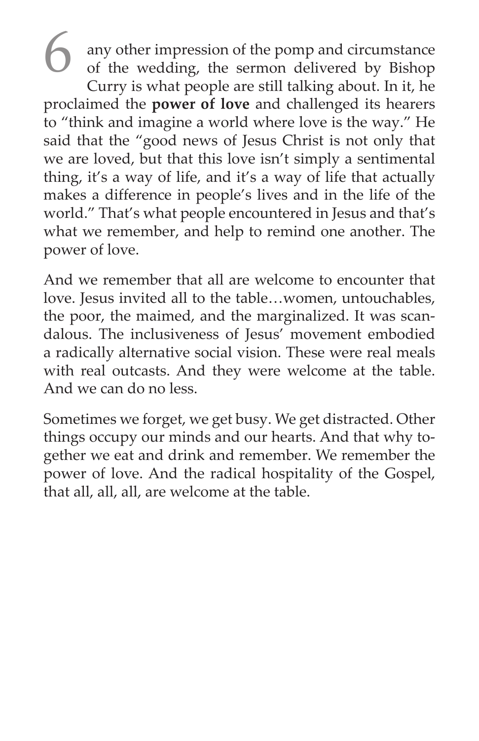6 any other impression of the pomp and circumstance of the wedding, the sermon delivered by Bishop Curry is what people are still talking about. In it, he proclaimed the **power of love** and challenged its hearers to "think and imagine a world where love is the way." He said that the "good news of Jesus Christ is not only that we are loved, but that this love isn't simply a sentimental thing, it's a way of life, and it's a way of life that actually makes a difference in people's lives and in the life of the world." That's what people encountered in Jesus and that's what we remember, and help to remind one another. The power of love.

And we remember that all are welcome to encounter that love. Jesus invited all to the table…women, untouchables, the poor, the maimed, and the marginalized. It was scandalous. The inclusiveness of Jesus' movement embodied a radically alternative social vision. These were real meals with real outcasts. And they were welcome at the table. And we can do no less.

Sometimes we forget, we get busy. We get distracted. Other things occupy our minds and our hearts. And that why together we eat and drink and remember. We remember the power of love. And the radical hospitality of the Gospel, that all, all, all, are welcome at the table.